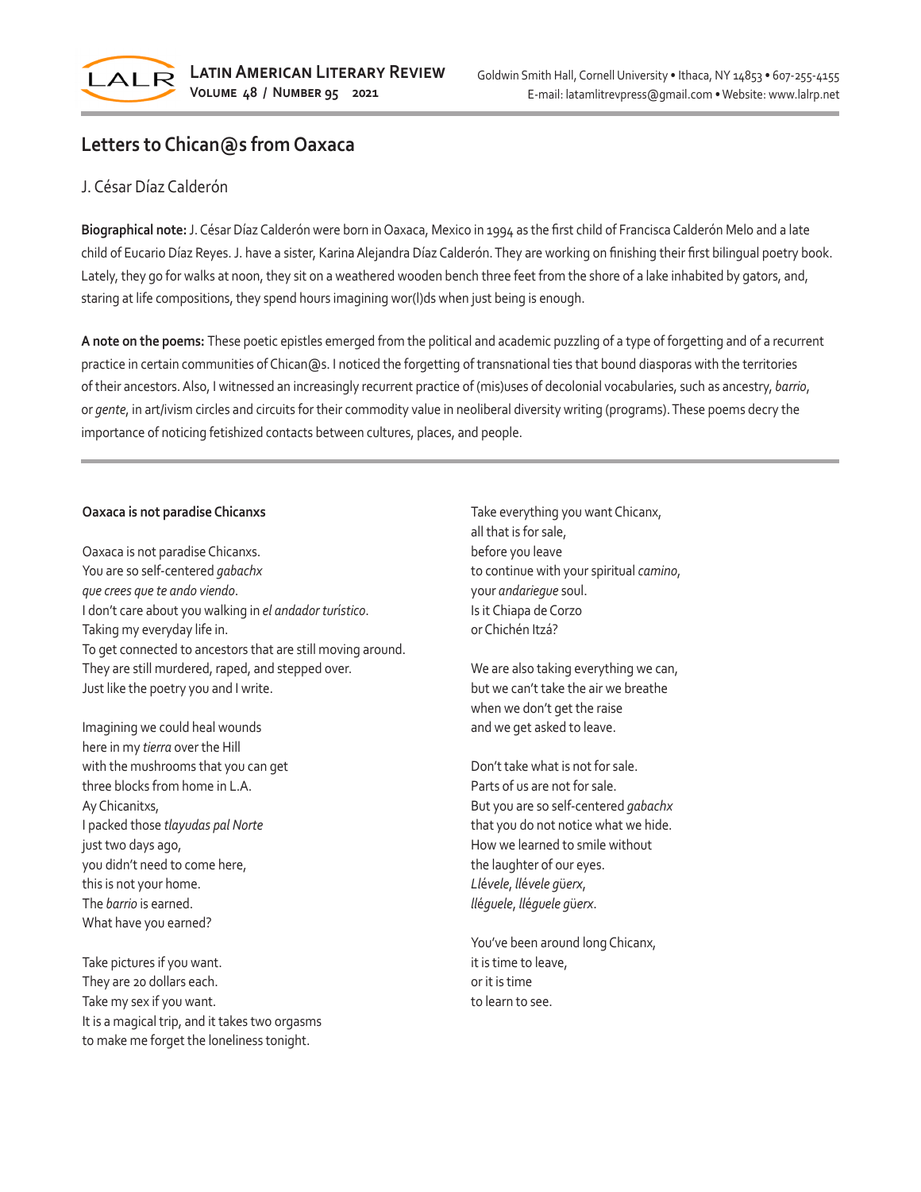# Letters to Chican@s from Oaxaca

J. César Díaz Calderón

**Biographical note:** J. César Díaz Calderón were born in Oaxaca, Mexico in 1994 as the first child of Francisca Calderón Melo and a late child of Eucario Díaz Reyes. J. have a sister, Karina Alejandra Díaz Calderón. They are working on finishing their first bilingual poetry book. Lately, they go for walks at noon, they sit on a weathered wooden bench three feet from the shore of a lake inhabited by gators, and, staring at life compositions, they spend hours imagining wor(l)ds when just being is enough.

**A note on the poems:** These poetic epistles emerged from the political and academic puzzling of a type of forgetting and of a recurrent practice in certain communities of Chican@s. I noticed the forgetting of transnational ties that bound diasporas with the territories of their ancestors. Also, I witnessed an increasingly recurrent practice of (mis)uses of decolonial vocabularies, such as ancestry, *barrio*, or *gente*, in art/ivism circles and circuits for their commodity value in neoliberal diversity writing (programs). These poems decry the importance of noticing fetishized contacts between cultures, places, and people.

---

**Oaxaca is not paradise Chicanxs**

Oaxaca is not paradise Chicanxs.
You are so self-centered *gabachx*
*que crees que te ando viendo*.
I don't care about you walking in *el andador turístico*.
Taking my everyday life in.
To get connected to ancestors that are still moving around.
They are still murdered, raped, and stepped over.
Just like the poetry you and I write.

Imagining we could heal wounds
here in my *tierra* over the Hill
with the mushrooms that you can get
three blocks from home in L.A.
Ay Chicanitxs,
I packed those *tlayudas pal Norte*
just two days ago,
you didn't need to come here,
this is not your home.
The *barrio* is earned.
What have you earned?

Take pictures if you want.
They are 20 dollars each.
Take my sex if you want.
It is a magical trip, and it takes two orgasms
to make me forget the loneliness tonight.

Take everything you want Chicanx,
all that is for sale,
before you leave
to continue with your spiritual *camino*,
your *andariegue* soul.
Is it Chiapa de Corzo
or Chichén Itzá?

We are also taking everything we can,
but we can't take the air we breathe
when we don't get the raise
and we get asked to leave.

Don't take what is not for sale.
Parts of us are not for sale.
But you are so self-centered *gabachx*
that you do not notice what we hide.
How we learned to smile without
the laughter of our eyes.
*Llévele, llévele güerx,*
*lléguele, lléguele güerx*.

You've been around long Chicanx,
it is time to leave,
or it is time
to learn to see.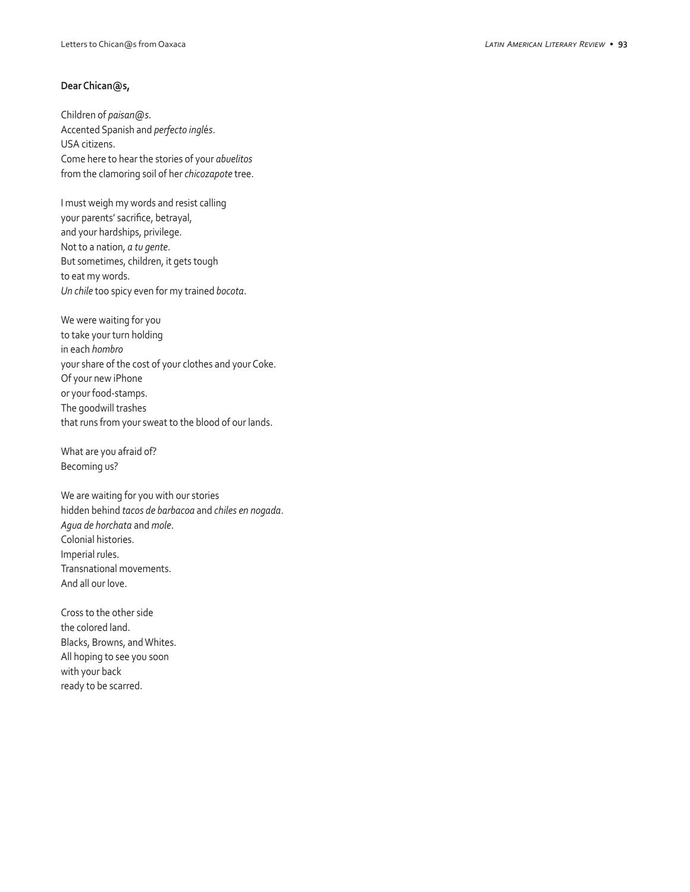**Dear Chican@s,**

Children of *paisan@s*.  
Accented Spanish and *perfecto inglés*.  
USA citizens.  
Come here to hear the stories of your *abuelitos*  
from the clamoring soil of her *chicozapote* tree.

I must weigh my words and resist calling  
your parents' sacrifice, betrayal,  
and your hardships, privilege.  
Not to a nation, *a tu gente*.  
But sometimes, children, it gets tough  
to eat my words.  
*Un chile* too spicy even for my trained *bocota*.

We were waiting for you  
to take your turn holding  
in each *hombro*  
your share of the cost of your clothes and your Coke.  
Of your new iPhone  
or your food-stamps.  
The goodwill trashes  
that runs from your sweat to the blood of our lands.

What are you afraid of?  
Becoming us?

We are waiting for you with our stories  
hidden behind *tacos de barbacoa* and *chiles en nogada*.  
*Agua de horchata* and *mole*.  
Colonial histories.  
Imperial rules.  
Transnational movements.  
And all our love.

Cross to the other side  
the colored land.  
Blacks, Browns, and Whites.  
All hoping to see you soon  
with your back  
ready to be scarred.